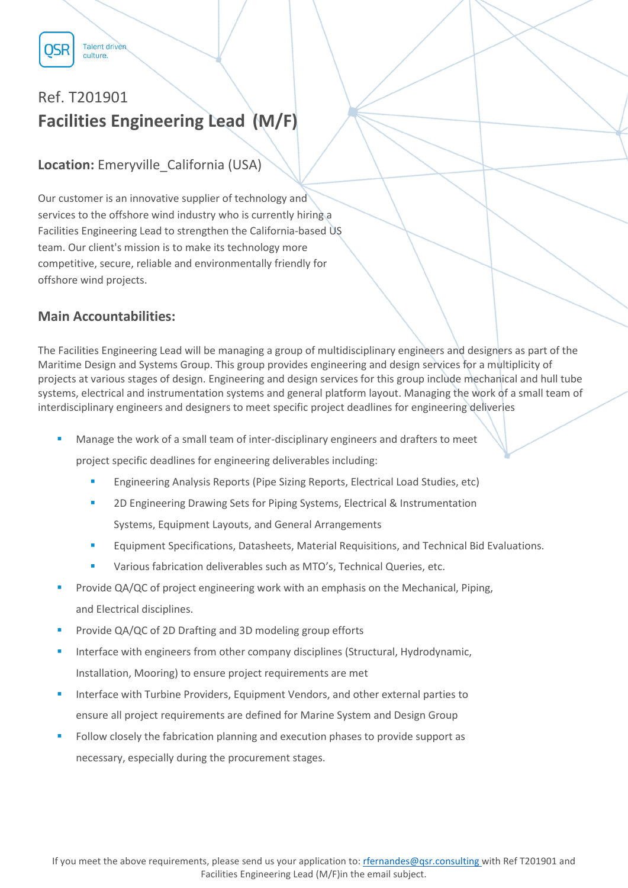QSR Talent driven culture.

Ref. T201901

# Facilities Engineering Lead (M/F)

**Location:** Emeryville_California (USA)

Our customer is an innovative supplier of technology and services to the offshore wind industry who is currently hiring a Facilities Engineering Lead to strengthen the California-based US team. Our client's mission is to make its technology more competitive, secure, reliable and environmentally friendly for offshore wind projects.

## Main Accountabilities:

The Facilities Engineering Lead will be managing a group of multidisciplinary engineers and designers as part of the Maritime Design and Systems Group. This group provides engineering and design services for a multiplicity of projects at various stages of design. Engineering and design services for this group include mechanical and hull tube systems, electrical and instrumentation systems and general platform layout. Managing the work of a small team of interdisciplinary engineers and designers to meet specific project deadlines for engineering deliveries

- Manage the work of a small team of inter-disciplinary engineers and drafters to meet project specific deadlines for engineering deliverables including:
  - Engineering Analysis Reports (Pipe Sizing Reports, Electrical Load Studies, etc)
  - 2D Engineering Drawing Sets for Piping Systems, Electrical & Instrumentation Systems, Equipment Layouts, and General Arrangements
  - Equipment Specifications, Datasheets, Material Requisitions, and Technical Bid Evaluations.
  - Various fabrication deliverables such as MTO's, Technical Queries, etc.
- Provide QA/QC of project engineering work with an emphasis on the Mechanical, Piping, and Electrical disciplines.
- Provide QA/QC of 2D Drafting and 3D modeling group efforts
- Interface with engineers from other company disciplines (Structural, Hydrodynamic, Installation, Mooring) to ensure project requirements are met
- Interface with Turbine Providers, Equipment Vendors, and other external parties to ensure all project requirements are defined for Marine System and Design Group
- Follow closely the fabrication planning and execution phases to provide support as necessary, especially during the procurement stages.

If you meet the above requirements, please send us your application to: rfernandes@qsr.consulting with Ref T201901 and Facilities Engineering Lead (M/F)in the email subject.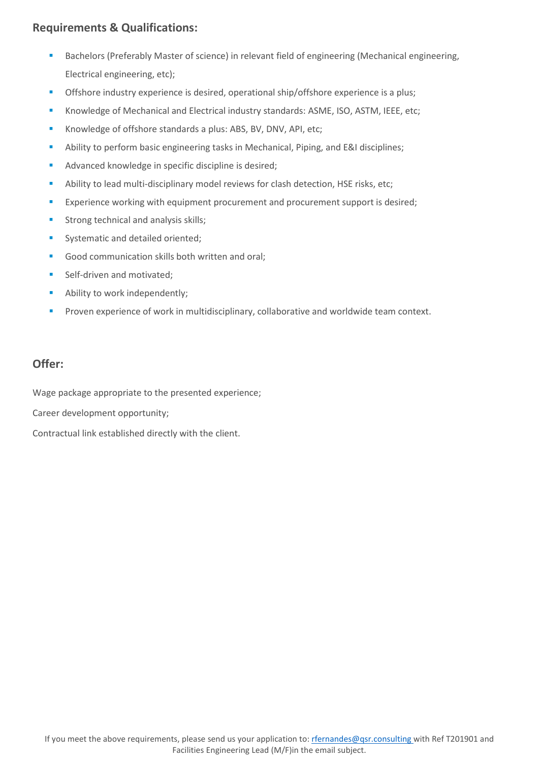## Requirements & Qualifications:

- Bachelors (Preferably Master of science) in relevant field of engineering (Mechanical engineering, Electrical engineering, etc);
- Offshore industry experience is desired, operational ship/offshore experience is a plus;
- Knowledge of Mechanical and Electrical industry standards: ASME, ISO, ASTM, IEEE, etc;
- Knowledge of offshore standards a plus: ABS, BV, DNV, API, etc;
- Ability to perform basic engineering tasks in Mechanical, Piping, and E&I disciplines;
- Advanced knowledge in specific discipline is desired;
- Ability to lead multi-disciplinary model reviews for clash detection, HSE risks, etc;
- Experience working with equipment procurement and procurement support is desired;
- Strong technical and analysis skills;
- Systematic and detailed oriented;
- Good communication skills both written and oral;
- Self-driven and motivated;
- Ability to work independently;
- Proven experience of work in multidisciplinary, collaborative and worldwide team context.

## Offer:

Wage package appropriate to the presented experience;

Career development opportunity;

Contractual link established directly with the client.

If you meet the above requirements, please send us your application to: rfernandes@qsr.consulting with Ref T201901 and Facilities Engineering Lead (M/F)in the email subject.